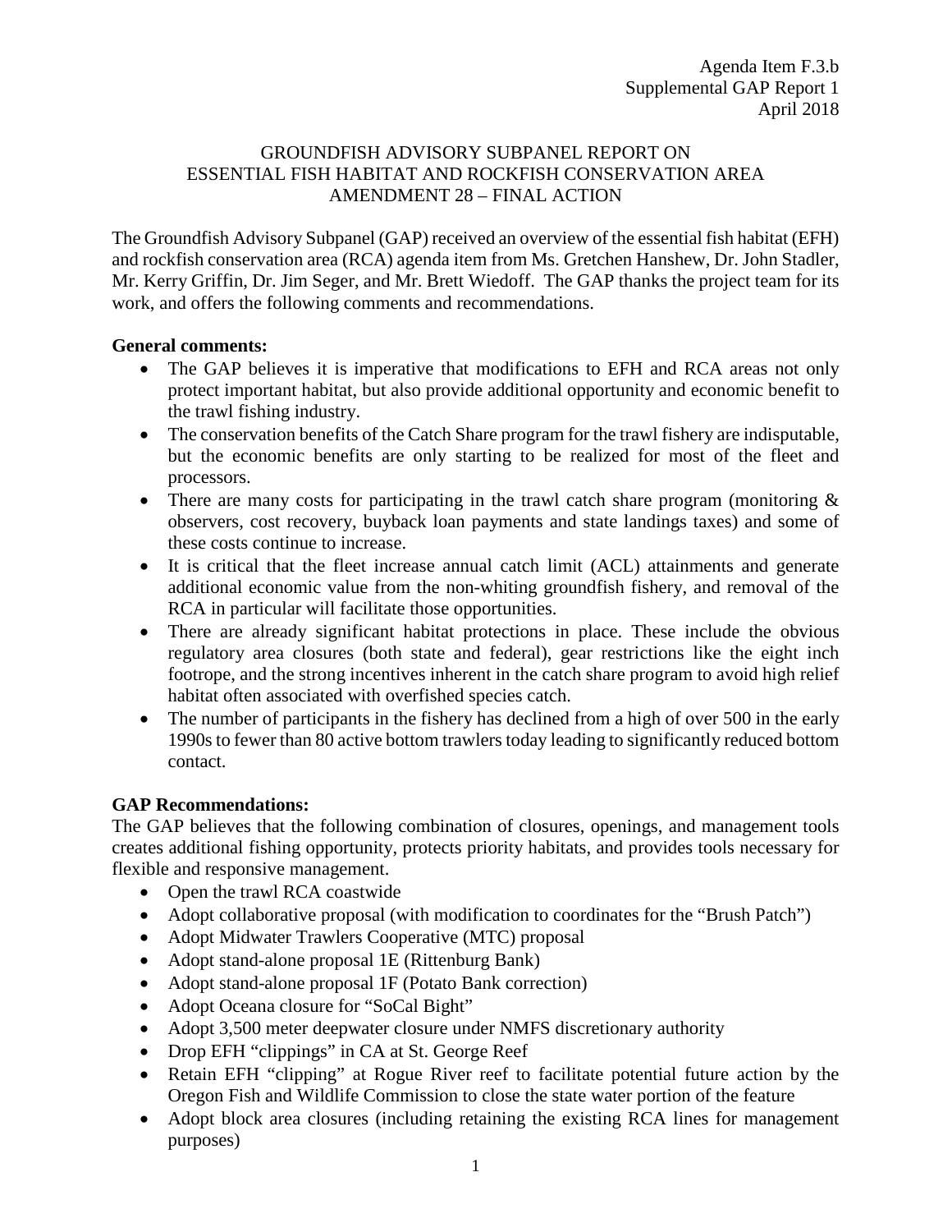Agenda Item F.3.b
Supplemental GAP Report 1
April 2018

# GROUNDFISH ADVISORY SUBPANEL REPORT ON ESSENTIAL FISH HABITAT AND ROCKFISH CONSERVATION AREA AMENDMENT 28 – FINAL ACTION

The Groundfish Advisory Subpanel (GAP) received an overview of the essential fish habitat (EFH) and rockfish conservation area (RCA) agenda item from Ms. Gretchen Hanshew, Dr. John Stadler, Mr. Kerry Griffin, Dr. Jim Seger, and Mr. Brett Wiedoff. The GAP thanks the project team for its work, and offers the following comments and recommendations.

**General comments:**

- The GAP believes it is imperative that modifications to EFH and RCA areas not only protect important habitat, but also provide additional opportunity and economic benefit to the trawl fishing industry.
- The conservation benefits of the Catch Share program for the trawl fishery are indisputable, but the economic benefits are only starting to be realized for most of the fleet and processors.
- There are many costs for participating in the trawl catch share program (monitoring & observers, cost recovery, buyback loan payments and state landings taxes) and some of these costs continue to increase.
- It is critical that the fleet increase annual catch limit (ACL) attainments and generate additional economic value from the non-whiting groundfish fishery, and removal of the RCA in particular will facilitate those opportunities.
- There are already significant habitat protections in place. These include the obvious regulatory area closures (both state and federal), gear restrictions like the eight inch footrope, and the strong incentives inherent in the catch share program to avoid high relief habitat often associated with overfished species catch.
- The number of participants in the fishery has declined from a high of over 500 in the early 1990s to fewer than 80 active bottom trawlers today leading to significantly reduced bottom contact.

**GAP Recommendations:**

The GAP believes that the following combination of closures, openings, and management tools creates additional fishing opportunity, protects priority habitats, and provides tools necessary for flexible and responsive management.

- Open the trawl RCA coastwide
- Adopt collaborative proposal (with modification to coordinates for the "Brush Patch")
- Adopt Midwater Trawlers Cooperative (MTC) proposal
- Adopt stand-alone proposal 1E (Rittenburg Bank)
- Adopt stand-alone proposal 1F (Potato Bank correction)
- Adopt Oceana closure for "SoCal Bight"
- Adopt 3,500 meter deepwater closure under NMFS discretionary authority
- Drop EFH "clippings" in CA at St. George Reef
- Retain EFH "clipping" at Rogue River reef to facilitate potential future action by the Oregon Fish and Wildlife Commission to close the state water portion of the feature
- Adopt block area closures (including retaining the existing RCA lines for management purposes)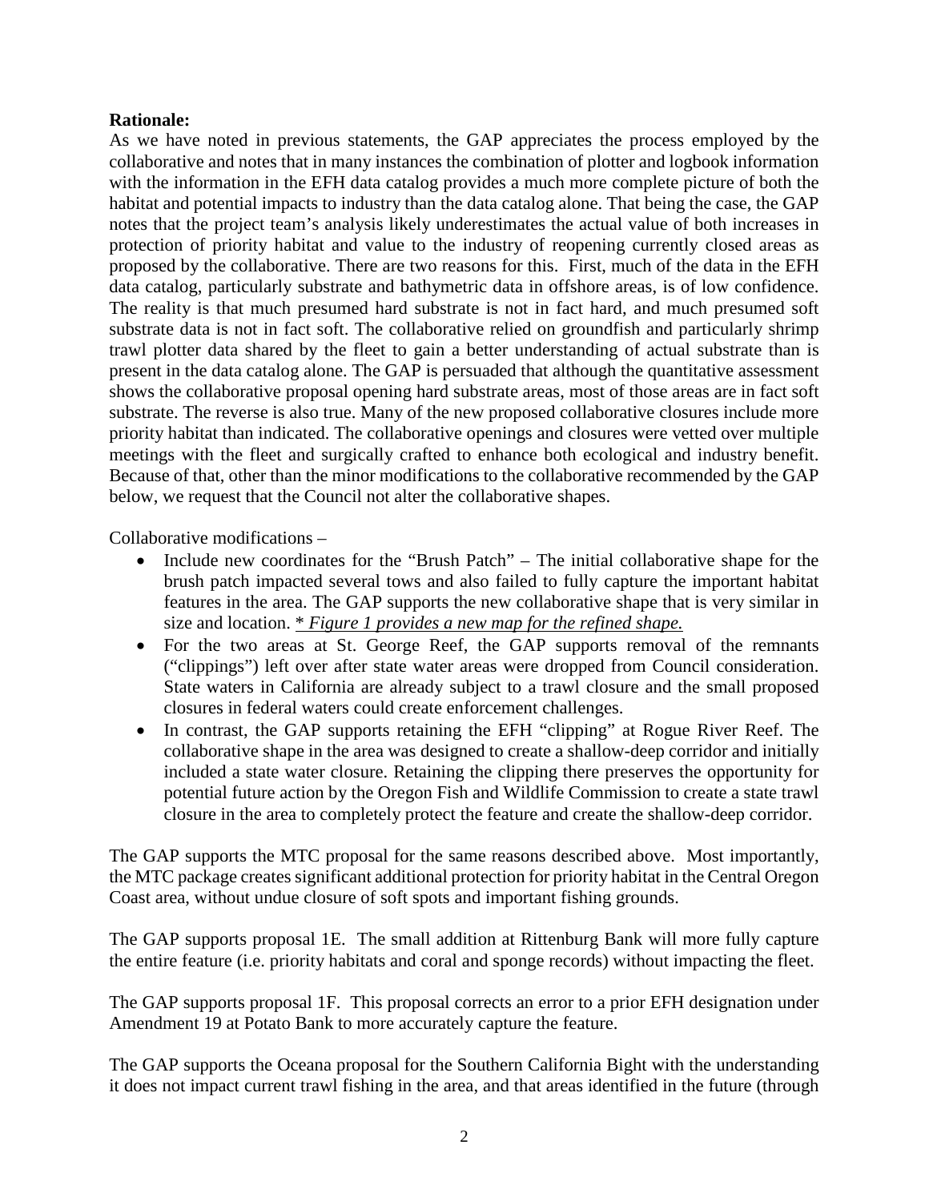**Rationale:**

As we have noted in previous statements, the GAP appreciates the process employed by the collaborative and notes that in many instances the combination of plotter and logbook information with the information in the EFH data catalog provides a much more complete picture of both the habitat and potential impacts to industry than the data catalog alone. That being the case, the GAP notes that the project team's analysis likely underestimates the actual value of both increases in protection of priority habitat and value to the industry of reopening currently closed areas as proposed by the collaborative. There are two reasons for this. First, much of the data in the EFH data catalog, particularly substrate and bathymetric data in offshore areas, is of low confidence. The reality is that much presumed hard substrate is not in fact hard, and much presumed soft substrate data is not in fact soft. The collaborative relied on groundfish and particularly shrimp trawl plotter data shared by the fleet to gain a better understanding of actual substrate than is present in the data catalog alone. The GAP is persuaded that although the quantitative assessment shows the collaborative proposal opening hard substrate areas, most of those areas are in fact soft substrate. The reverse is also true. Many of the new proposed collaborative closures include more priority habitat than indicated. The collaborative openings and closures were vetted over multiple meetings with the fleet and surgically crafted to enhance both ecological and industry benefit. Because of that, other than the minor modifications to the collaborative recommended by the GAP below, we request that the Council not alter the collaborative shapes.

Collaborative modifications –

- Include new coordinates for the "Brush Patch" – The initial collaborative shape for the brush patch impacted several tows and also failed to fully capture the important habitat features in the area. The GAP supports the new collaborative shape that is very similar in size and location. *\* Figure 1 provides a new map for the refined shape.*
- For the two areas at St. George Reef, the GAP supports removal of the remnants ("clippings") left over after state water areas were dropped from Council consideration. State waters in California are already subject to a trawl closure and the small proposed closures in federal waters could create enforcement challenges.
- In contrast, the GAP supports retaining the EFH "clipping" at Rogue River Reef. The collaborative shape in the area was designed to create a shallow-deep corridor and initially included a state water closure. Retaining the clipping there preserves the opportunity for potential future action by the Oregon Fish and Wildlife Commission to create a state trawl closure in the area to completely protect the feature and create the shallow-deep corridor.

The GAP supports the MTC proposal for the same reasons described above. Most importantly, the MTC package creates significant additional protection for priority habitat in the Central Oregon Coast area, without undue closure of soft spots and important fishing grounds.

The GAP supports proposal 1E. The small addition at Rittenburg Bank will more fully capture the entire feature (i.e. priority habitats and coral and sponge records) without impacting the fleet.

The GAP supports proposal 1F. This proposal corrects an error to a prior EFH designation under Amendment 19 at Potato Bank to more accurately capture the feature.

The GAP supports the Oceana proposal for the Southern California Bight with the understanding it does not impact current trawl fishing in the area, and that areas identified in the future (through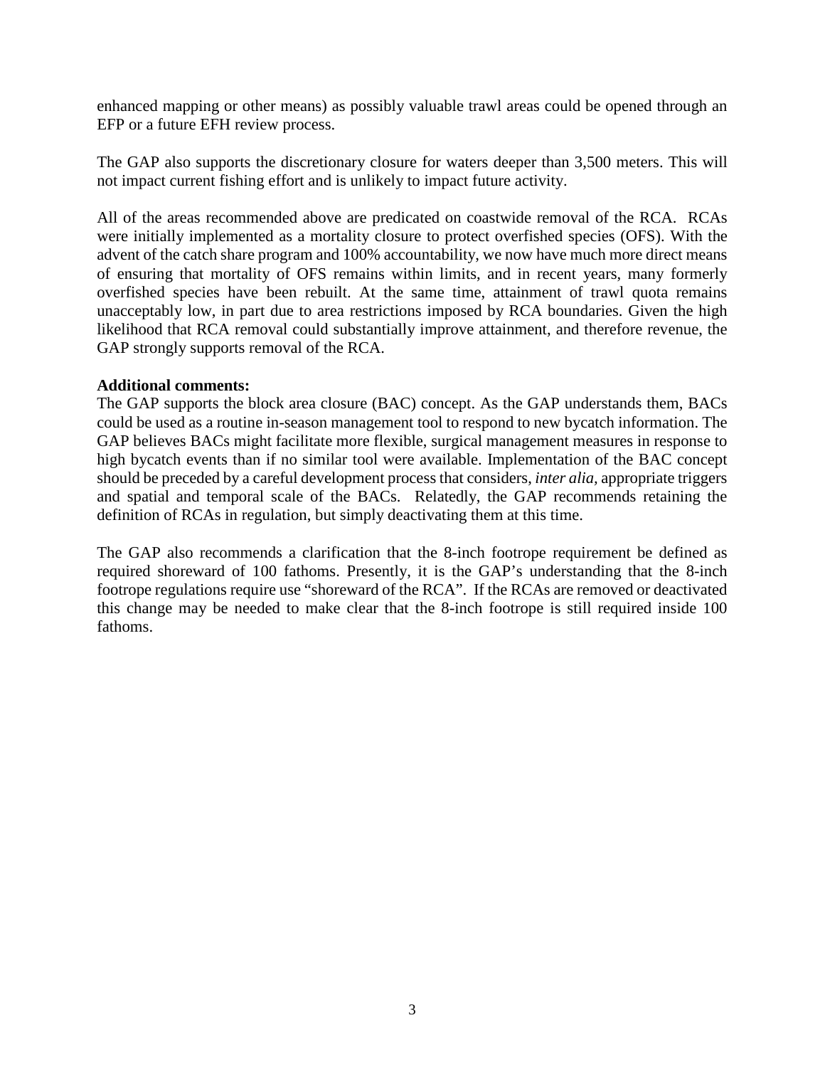enhanced mapping or other means) as possibly valuable trawl areas could be opened through an EFP or a future EFH review process.

The GAP also supports the discretionary closure for waters deeper than 3,500 meters. This will not impact current fishing effort and is unlikely to impact future activity.

All of the areas recommended above are predicated on coastwide removal of the RCA. RCAs were initially implemented as a mortality closure to protect overfished species (OFS). With the advent of the catch share program and 100% accountability, we now have much more direct means of ensuring that mortality of OFS remains within limits, and in recent years, many formerly overfished species have been rebuilt. At the same time, attainment of trawl quota remains unacceptably low, in part due to area restrictions imposed by RCA boundaries. Given the high likelihood that RCA removal could substantially improve attainment, and therefore revenue, the GAP strongly supports removal of the RCA.

**Additional comments:**
The GAP supports the block area closure (BAC) concept. As the GAP understands them, BACs could be used as a routine in-season management tool to respond to new bycatch information. The GAP believes BACs might facilitate more flexible, surgical management measures in response to high bycatch events than if no similar tool were available. Implementation of the BAC concept should be preceded by a careful development process that considers, *inter alia,* appropriate triggers and spatial and temporal scale of the BACs. Relatedly, the GAP recommends retaining the definition of RCAs in regulation, but simply deactivating them at this time.

The GAP also recommends a clarification that the 8-inch footrope requirement be defined as required shoreward of 100 fathoms. Presently, it is the GAP's understanding that the 8-inch footrope regulations require use "shoreward of the RCA". If the RCAs are removed or deactivated this change may be needed to make clear that the 8-inch footrope is still required inside 100 fathoms.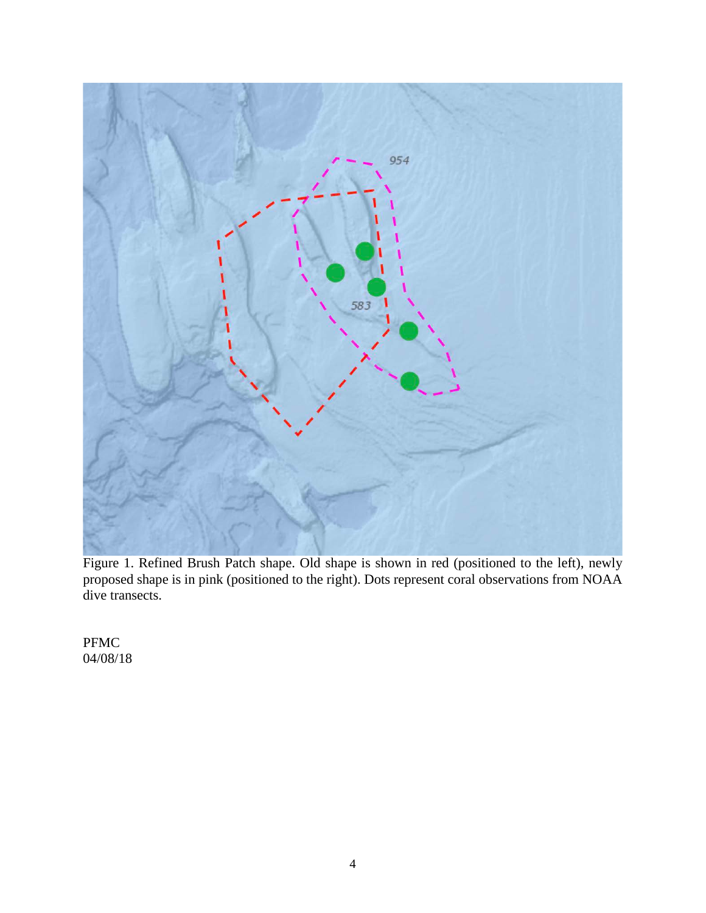954

583

Figure 1. Refined Brush Patch shape. Old shape is shown in red (positioned to the left), newly proposed shape is in pink (positioned to the right). Dots represent coral observations from NOAA dive transects.

PFMC
04/08/18